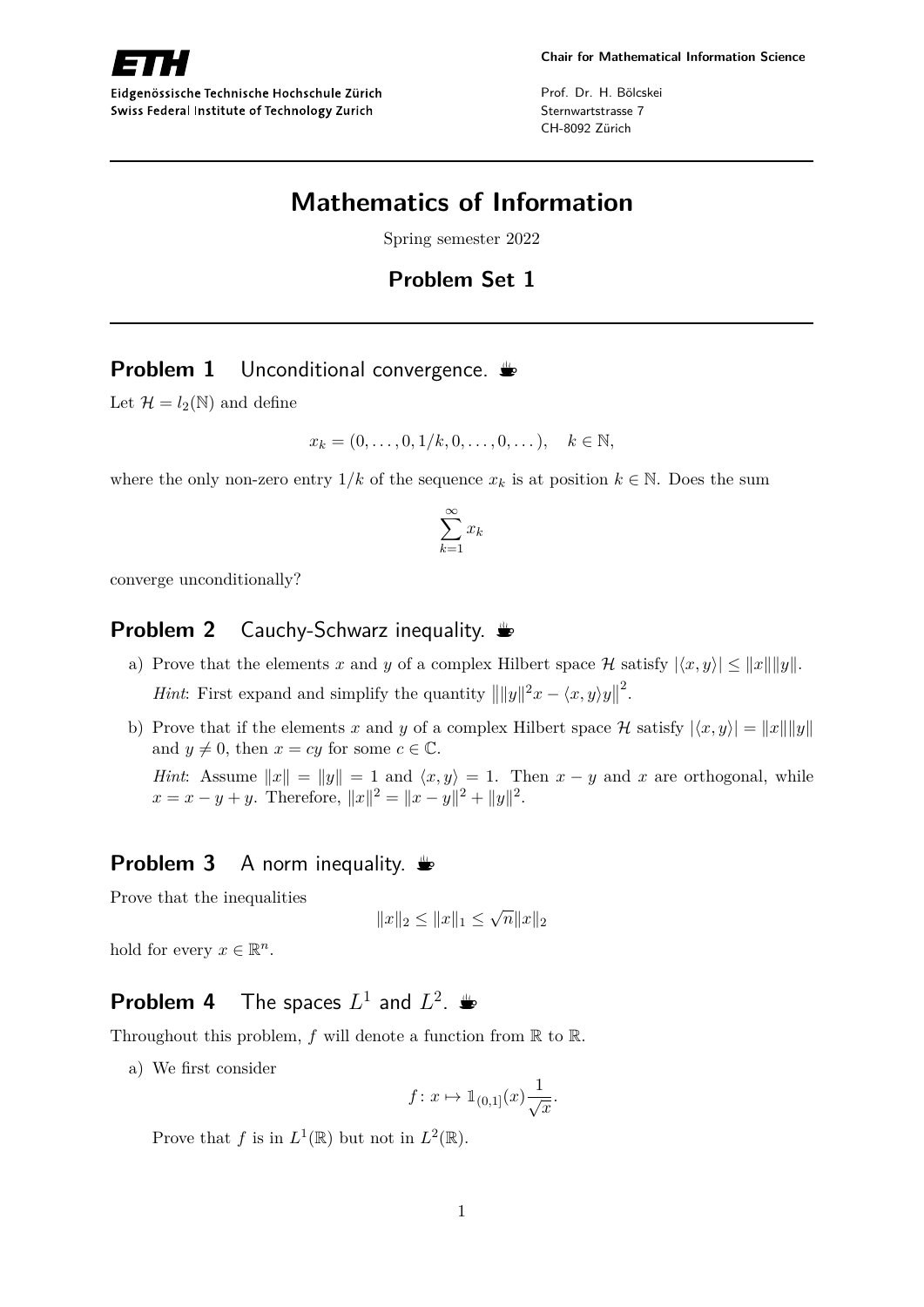ETH

Eidgenössische Technische Hochschule Zürich
Swiss Federal Institute of Technology Zurich

**Chair for Mathematical Information Science**

Prof. Dr. H. Bölcskei
Sternwartstrasse 7
CH-8092 Zürich

---

# Mathematics of Information

Spring semester 2022

## Problem Set 1

---

### Problem 1 Unconditional convergence.

Let $\mathcal{H} = l_2(\mathbb{N})$ and define

$$x_k = (0, \dots, 0, 1/k, 0, \dots, 0, \dots), \quad k \in \mathbb{N},$$

where the only non-zero entry $1/k$ of the sequence $x_k$ is at position $k \in \mathbb{N}$. Does the sum

$$\sum_{k=1}^{\infty} x_k$$

converge unconditionally?

### Problem 2 Cauchy-Schwarz inequality.

a) Prove that the elements $x$ and $y$ of a complex Hilbert space $\mathcal{H}$ satisfy $|\langle x, y\rangle| \leq \|x\|\|y\|$.

*Hint*: First expand and simplify the quantity $\left\| \|y\|^2 x - \langle x, y\rangle y \right\|^2$.

b) Prove that if the elements $x$ and $y$ of a complex Hilbert space $\mathcal{H}$ satisfy $|\langle x, y\rangle| = \|x\|\|y\|$ and $y \neq 0$, then $x = cy$ for some $c \in \mathbb{C}$.

*Hint*: Assume $\|x\| = \|y\| = 1$ and $\langle x, y\rangle = 1$. Then $x - y$ and $x$ are orthogonal, while $x = x - y + y$. Therefore, $\|x\|^2 = \|x - y\|^2 + \|y\|^2$.

### Problem 3 A norm inequality.

Prove that the inequalities

$$\|x\|_2 \leq \|x\|_1 \leq \sqrt{n}\|x\|_2$$

hold for every $x \in \mathbb{R}^n$.

### Problem 4 The spaces $L^1$ and $L^2$.

Throughout this problem, $f$ will denote a function from $\mathbb{R}$ to $\mathbb{R}$.

a) We first consider

$$f \colon x \mapsto \mathbb{1}_{(0,1]}(x)\frac{1}{\sqrt{x}}.$$

Prove that $f$ is in $L^1(\mathbb{R})$ but not in $L^2(\mathbb{R})$.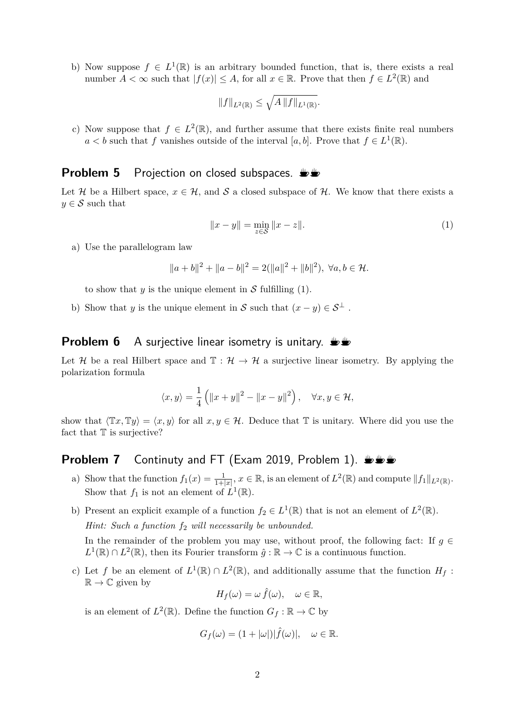b) Now suppose $f \in L^1(\mathbb{R})$ is an arbitrary bounded function, that is, there exists a real number $A < \infty$ such that $|f(x)| \leq A$, for all $x \in \mathbb{R}$. Prove that then $f \in L^2(\mathbb{R})$ and

$$\|f\|_{L^2(\mathbb{R})} \leq \sqrt{A \, \|f\|_{L^1(\mathbb{R})}}.$$

c) Now suppose that $f \in L^2(\mathbb{R})$, and further assume that there exists finite real numbers $a < b$ such that $f$ vanishes outside of the interval $[a, b]$. Prove that $f \in L^1(\mathbb{R})$.

## Problem 5 Projection on closed subspaces.

Let $\mathcal{H}$ be a Hilbert space, $x \in \mathcal{H}$, and $\mathcal{S}$ a closed subspace of $\mathcal{H}$. We know that there exists a $y \in \mathcal{S}$ such that

$$\|x - y\| = \min_{z \in \mathcal{S}} \|x - z\|. \tag{1}$$

a) Use the parallelogram law

$$\|a + b\|^2 + \|a - b\|^2 = 2(\|a\|^2 + \|b\|^2), \ \forall a, b \in \mathcal{H}.$$

to show that $y$ is the unique element in $\mathcal{S}$ fulfilling (1).

b) Show that $y$ is the unique element in $\mathcal{S}$ such that $(x - y) \in \mathcal{S}^\perp$ .

## Problem 6 A surjective linear isometry is unitary.

Let $\mathcal{H}$ be a real Hilbert space and $\mathbb{T} : \mathcal{H} \to \mathcal{H}$ a surjective linear isometry. By applying the polarization formula

$$\langle x, y \rangle = \frac{1}{4} \left( \|x + y\|^2 - \|x - y\|^2 \right), \quad \forall x, y \in \mathcal{H},$$

show that $\langle \mathbb{T}x, \mathbb{T}y \rangle = \langle x, y \rangle$ for all $x, y \in \mathcal{H}$. Deduce that $\mathbb{T}$ is unitary. Where did you use the fact that $\mathbb{T}$ is surjective?

## Problem 7 Continuity and FT (Exam 2019, Problem 1).

a) Show that the function $f_1(x) = \frac{1}{1+|x|}$, $x \in \mathbb{R}$, is an element of $L^2(\mathbb{R})$ and compute $\|f_1\|_{L^2(\mathbb{R})}$. Show that $f_1$ is not an element of $L^1(\mathbb{R})$.

b) Present an explicit example of a function $f_2 \in L^1(\mathbb{R})$ that is not an element of $L^2(\mathbb{R})$.

*Hint: Such a function $f_2$ will necessarily be unbounded.*

In the remainder of the problem you may use, without proof, the following fact: If $g \in L^1(\mathbb{R}) \cap L^2(\mathbb{R})$, then its Fourier transform $\hat{g} : \mathbb{R} \to \mathbb{C}$ is a continuous function.

c) Let $f$ be an element of $L^1(\mathbb{R}) \cap L^2(\mathbb{R})$, and additionally assume that the function $H_f : \mathbb{R} \to \mathbb{C}$ given by

$$H_f(\omega) = \omega \, \hat{f}(\omega), \quad \omega \in \mathbb{R},$$

is an element of $L^2(\mathbb{R})$. Define the function $G_f : \mathbb{R} \to \mathbb{C}$ by

$$G_f(\omega) = (1 + |\omega|)|\hat{f}(\omega)|, \quad \omega \in \mathbb{R}.$$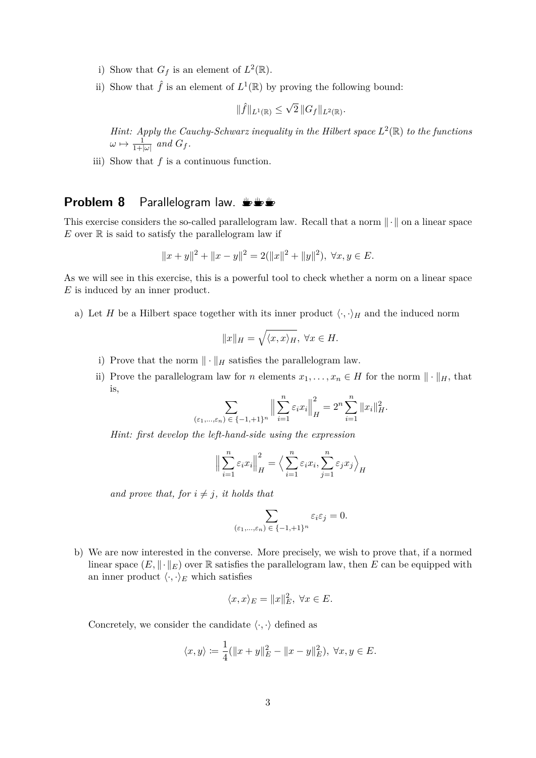i) Show that $G_f$ is an element of $L^2(\mathbb{R})$.

ii) Show that $\hat{f}$ is an element of $L^1(\mathbb{R})$ by proving the following bound:

$$\|\hat{f}\|_{L^1(\mathbb{R})} \leq \sqrt{2}\,\|G_f\|_{L^2(\mathbb{R})}.$$

*Hint: Apply the Cauchy-Schwarz inequality in the Hilbert space $L^2(\mathbb{R})$ to the functions $\omega \mapsto \frac{1}{1+|\omega|}$ and $G_f$.*

iii) Show that $f$ is a continuous function.

## Problem 8 Parallelogram law.

This exercise considers the so-called parallelogram law. Recall that a norm $\|\cdot\|$ on a linear space $E$ over $\mathbb{R}$ is said to satisfy the parallelogram law if

$$\|x+y\|^2 + \|x-y\|^2 = 2(\|x\|^2 + \|y\|^2),\ \forall x, y \in E.$$

As we will see in this exercise, this is a powerful tool to check whether a norm on a linear space $E$ is induced by an inner product.

a) Let $H$ be a Hilbert space together with its inner product $\langle \cdot, \cdot \rangle_H$ and the induced norm

$$\|x\|_H = \sqrt{\langle x, x \rangle_H},\ \forall x \in H.$$

i) Prove that the norm $\|\cdot\|_H$ satisfies the parallelogram law.

ii) Prove the parallelogram law for $n$ elements $x_1, \ldots, x_n \in H$ for the norm $\|\cdot\|_H$, that is,

$$\sum_{(\varepsilon_1,\ldots,\varepsilon_n)\,\in\,\{-1,+1\}^n} \Big\| \sum_{i=1}^n \varepsilon_i x_i \Big\|_H^2 = 2^n \sum_{i=1}^n \|x_i\|_H^2.$$

*Hint: first develop the left-hand-side using the expression*

$$\Big\| \sum_{i=1}^n \varepsilon_i x_i \Big\|_H^2 = \Big\langle \sum_{i=1}^n \varepsilon_i x_i, \sum_{j=1}^n \varepsilon_j x_j \Big\rangle_H$$

*and prove that, for $i \neq j$, it holds that*

$$\sum_{(\varepsilon_1,\ldots,\varepsilon_n)\,\in\,\{-1,+1\}^n} \varepsilon_i \varepsilon_j = 0.$$

b) We are now interested in the converse. More precisely, we wish to prove that, if a normed linear space $(E, \|\cdot\|_E)$ over $\mathbb{R}$ satisfies the parallelogram law, then $E$ can be equipped with an inner product $\langle \cdot, \cdot \rangle_E$ which satisfies

$$\langle x, x \rangle_E = \|x\|_E^2,\ \forall x \in E.$$

Concretely, we consider the candidate $\langle \cdot, \cdot \rangle$ defined as

$$\langle x, y \rangle \coloneqq \frac{1}{4}(\|x+y\|_E^2 - \|x-y\|_E^2),\ \forall x, y \in E.$$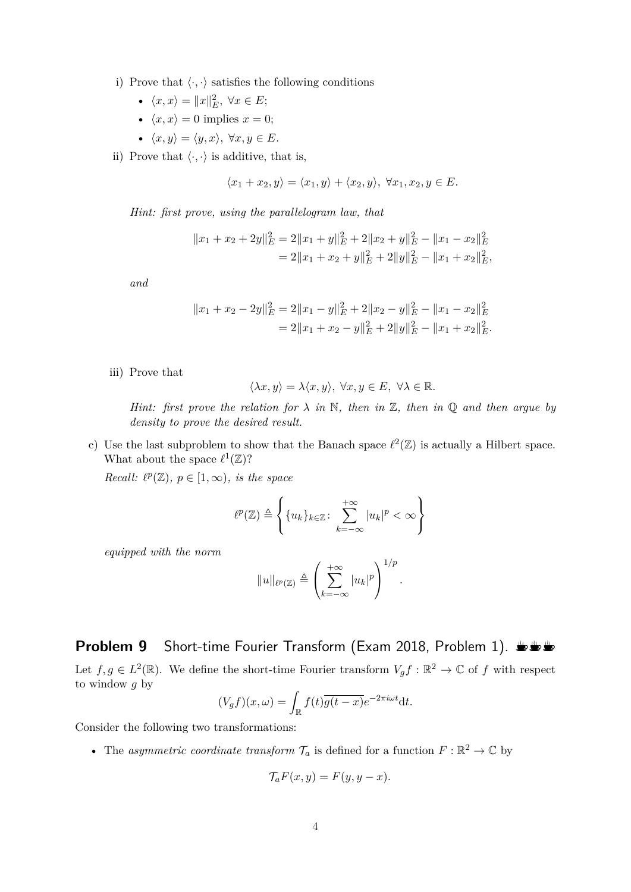i) Prove that $\langle \cdot, \cdot \rangle$ satisfies the following conditions

- $\langle x, x \rangle = \|x\|_E^2, \ \forall x \in E$;
- $\langle x, x \rangle = 0$ implies $x = 0$;
- $\langle x, y \rangle = \langle y, x \rangle, \ \forall x, y \in E$.

ii) Prove that $\langle \cdot, \cdot \rangle$ is additive, that is,

$$\langle x_1 + x_2, y \rangle = \langle x_1, y \rangle + \langle x_2, y \rangle, \ \forall x_1, x_2, y \in E.$$

*Hint: first prove, using the parallelogram law, that*

$$\begin{aligned}
\|x_1 + x_2 + 2y\|_E^2 &= 2\|x_1 + y\|_E^2 + 2\|x_2 + y\|_E^2 - \|x_1 - x_2\|_E^2 \\
&= 2\|x_1 + x_2 + y\|_E^2 + 2\|y\|_E^2 - \|x_1 + x_2\|_E^2,
\end{aligned}$$

*and*

$$\begin{aligned}
\|x_1 + x_2 - 2y\|_E^2 &= 2\|x_1 - y\|_E^2 + 2\|x_2 - y\|_E^2 - \|x_1 - x_2\|_E^2 \\
&= 2\|x_1 + x_2 - y\|_E^2 + 2\|y\|_E^2 - \|x_1 + x_2\|_E^2.
\end{aligned}$$

iii) Prove that

$$\langle \lambda x, y \rangle = \lambda \langle x, y \rangle, \ \forall x, y \in E, \ \forall \lambda \in \mathbb{R}.$$

*Hint: first prove the relation for $\lambda$ in $\mathbb{N}$, then in $\mathbb{Z}$, then in $\mathbb{Q}$ and then argue by density to prove the desired result.*

c) Use the last subproblem to show that the Banach space $\ell^2(\mathbb{Z})$ is actually a Hilbert space. What about the space $\ell^1(\mathbb{Z})$?

*Recall: $\ell^p(\mathbb{Z})$, $p \in [1, \infty)$, is the space*

$$\ell^p(\mathbb{Z}) \triangleq \left\{ \{u_k\}_{k \in \mathbb{Z}} \colon \sum_{k=-\infty}^{+\infty} |u_k|^p < \infty \right\}$$

*equipped with the norm*

$$\|u\|_{\ell^p(\mathbb{Z})} \triangleq \left( \sum_{k=-\infty}^{+\infty} |u_k|^p \right)^{1/p}.$$

## Problem 9 Short-time Fourier Transform (Exam 2018, Problem 1).

Let $f, g \in L^2(\mathbb{R})$. We define the short-time Fourier transform $V_g f : \mathbb{R}^2 \to \mathbb{C}$ of $f$ with respect to window $g$ by

$$(V_g f)(x, \omega) = \int_{\mathbb{R}} f(t) \overline{g(t - x)} e^{-2\pi i \omega t} \mathrm{d}t.$$

Consider the following two transformations:

- The *asymmetric coordinate transform* $\mathcal{T}_a$ is defined for a function $F : \mathbb{R}^2 \to \mathbb{C}$ by

$$\mathcal{T}_a F(x, y) = F(y, y - x).$$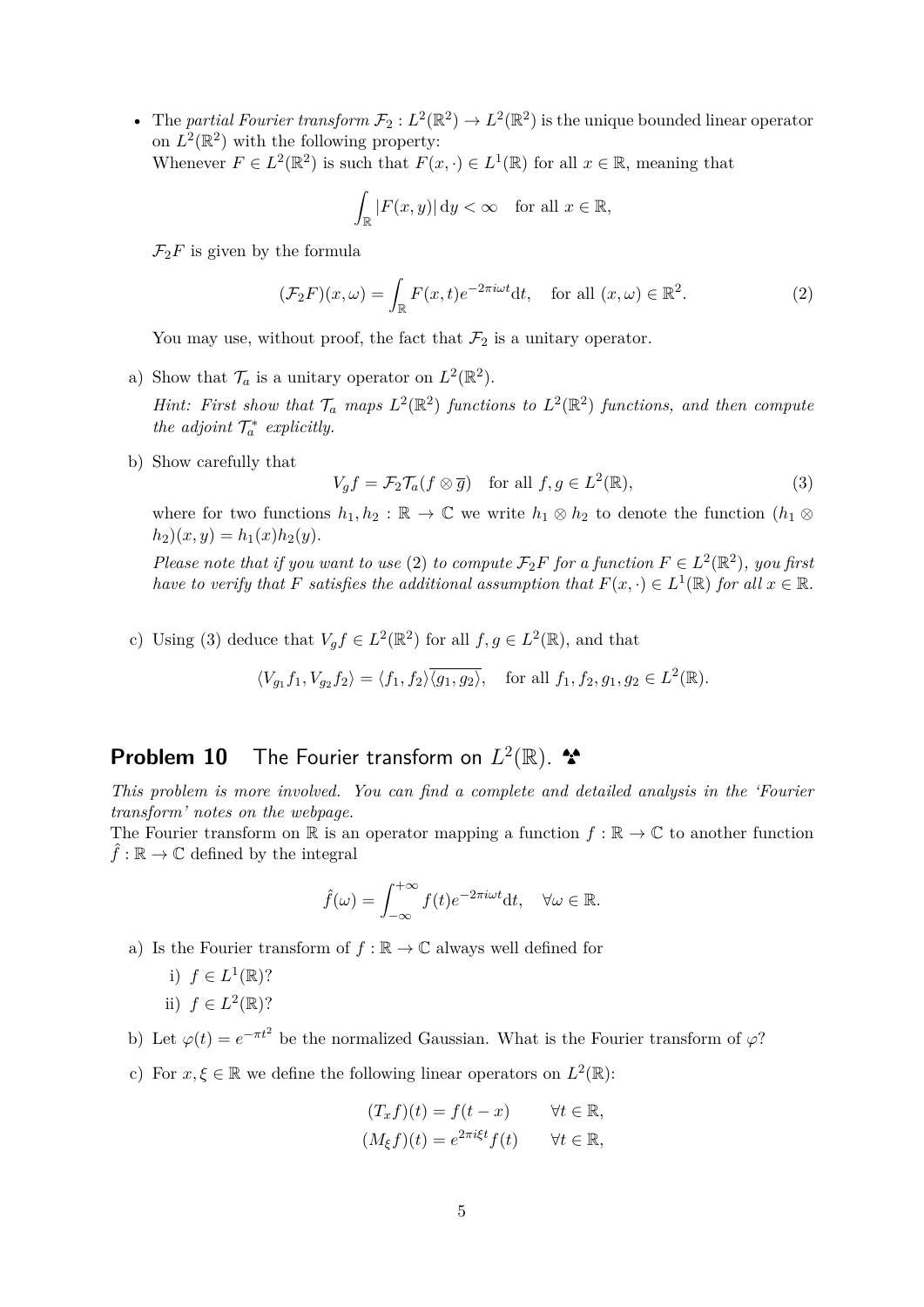- The *partial Fourier transform* $\mathcal{F}_2 : L^2(\mathbb{R}^2) \to L^2(\mathbb{R}^2)$ is the unique bounded linear operator on $L^2(\mathbb{R}^2)$ with the following property:
  Whenever $F \in L^2(\mathbb{R}^2)$ is such that $F(x,\cdot) \in L^1(\mathbb{R})$ for all $x \in \mathbb{R}$, meaning that

  $$\int_{\mathbb{R}} |F(x,y)|\,\mathrm{d}y < \infty \quad \text{for all } x \in \mathbb{R},$$

  $\mathcal{F}_2 F$ is given by the formula

  $$(\mathcal{F}_2 F)(x,\omega) = \int_{\mathbb{R}} F(x,t)e^{-2\pi i\omega t}\mathrm{d}t, \quad \text{for all } (x,\omega) \in \mathbb{R}^2. \tag{2}$$

  You may use, without proof, the fact that $\mathcal{F}_2$ is a unitary operator.

a) Show that $\mathcal{T}_a$ is a unitary operator on $L^2(\mathbb{R}^2)$.

   *Hint: First show that $\mathcal{T}_a$ maps $L^2(\mathbb{R}^2)$ functions to $L^2(\mathbb{R}^2)$ functions, and then compute the adjoint $\mathcal{T}_a^*$ explicitly.*

b) Show carefully that

   $$V_g f = \mathcal{F}_2 \mathcal{T}_a (f \otimes \overline{g}) \quad \text{for all } f, g \in L^2(\mathbb{R}), \tag{3}$$

   where for two functions $h_1, h_2 : \mathbb{R} \to \mathbb{C}$ we write $h_1 \otimes h_2$ to denote the function $(h_1 \otimes h_2)(x,y) = h_1(x)h_2(y)$.

   *Please note that if you want to use (2) to compute $\mathcal{F}_2 F$ for a function $F \in L^2(\mathbb{R}^2)$, you first have to verify that $F$ satisfies the additional assumption that $F(x,\cdot) \in L^1(\mathbb{R})$ for all $x \in \mathbb{R}$.*

c) Using (3) deduce that $V_g f \in L^2(\mathbb{R}^2)$ for all $f, g \in L^2(\mathbb{R})$, and that

   $$\langle V_{g_1} f_1, V_{g_2} f_2 \rangle = \langle f_1, f_2 \rangle \overline{\langle g_1, g_2 \rangle}, \quad \text{for all } f_1, f_2, g_1, g_2 \in L^2(\mathbb{R}).$$

## Problem 10 The Fourier transform on $L^2(\mathbb{R})$. ☢

*This problem is more involved. You can find a complete and detailed analysis in the 'Fourier transform' notes on the webpage.*

The Fourier transform on $\mathbb{R}$ is an operator mapping a function $f : \mathbb{R} \to \mathbb{C}$ to another function $\hat{f} : \mathbb{R} \to \mathbb{C}$ defined by the integral

$$\hat{f}(\omega) = \int_{-\infty}^{+\infty} f(t)e^{-2\pi i\omega t}\mathrm{d}t, \quad \forall \omega \in \mathbb{R}.$$

a) Is the Fourier transform of $f : \mathbb{R} \to \mathbb{C}$ always well defined for
   i) $f \in L^1(\mathbb{R})$?
   ii) $f \in L^2(\mathbb{R})$?

b) Let $\varphi(t) = e^{-\pi t^2}$ be the normalized Gaussian. What is the Fourier transform of $\varphi$?

c) For $x, \xi \in \mathbb{R}$ we define the following linear operators on $L^2(\mathbb{R})$:

   $$(T_x f)(t) = f(t-x) \qquad \forall t \in \mathbb{R},$$
   $$(M_\xi f)(t) = e^{2\pi i\xi t} f(t) \qquad \forall t \in \mathbb{R},$$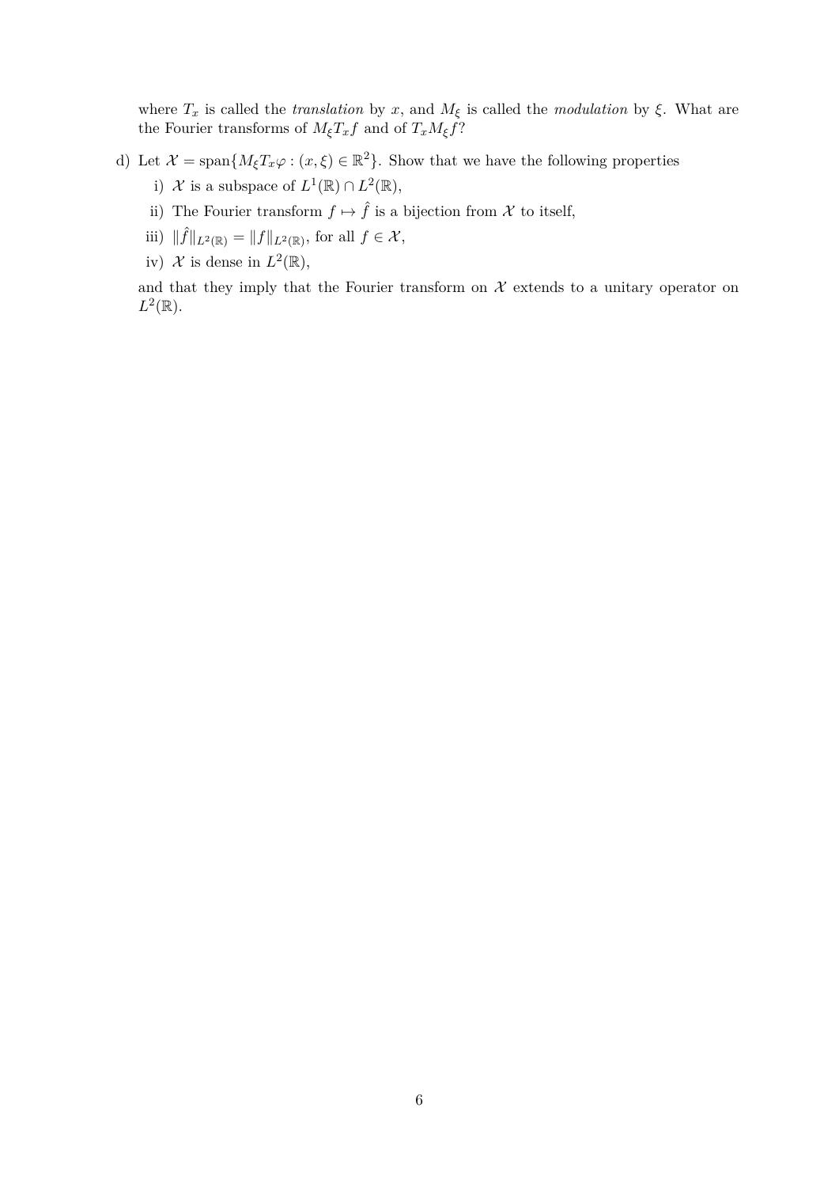where $T_x$ is called the *translation* by $x$, and $M_\xi$ is called the *modulation* by $\xi$. What are the Fourier transforms of $M_\xi T_x f$ and of $T_x M_\xi f$?

d) Let $\mathcal{X} = \text{span}\{M_\xi T_x \varphi : (x, \xi) \in \mathbb{R}^2\}$. Show that we have the following properties

   i) $\mathcal{X}$ is a subspace of $L^1(\mathbb{R}) \cap L^2(\mathbb{R})$,

   ii) The Fourier transform $f \mapsto \hat{f}$ is a bijection from $\mathcal{X}$ to itself,

   iii) $\|\hat{f}\|_{L^2(\mathbb{R})} = \|f\|_{L^2(\mathbb{R})}$, for all $f \in \mathcal{X}$,

   iv) $\mathcal{X}$ is dense in $L^2(\mathbb{R})$,

   and that they imply that the Fourier transform on $\mathcal{X}$ extends to a unitary operator on $L^2(\mathbb{R})$.